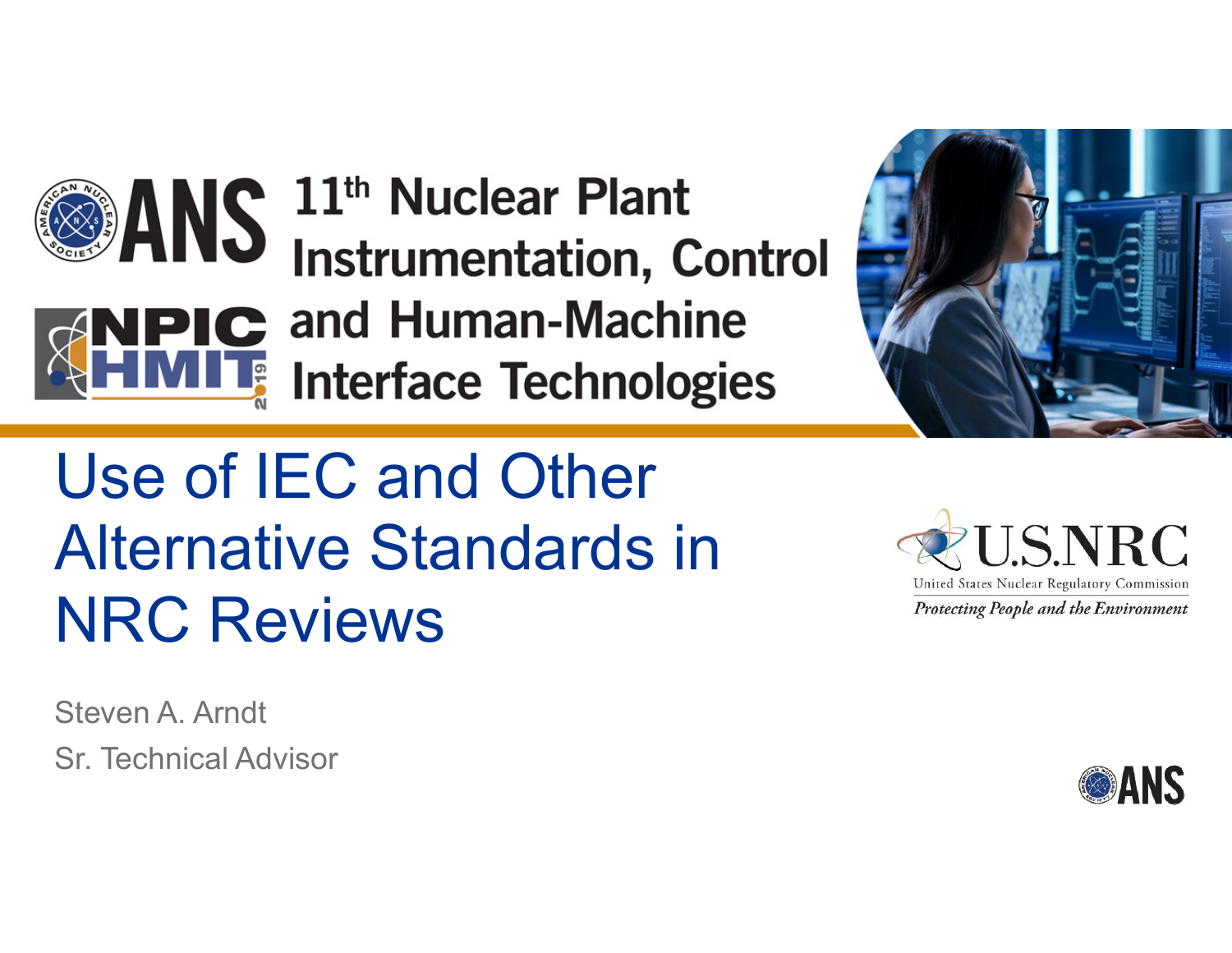11th Nuclear Plant Instrumentation, Control and Human-Machine Interface Technologies

# Use of IEC and Other Alternative Standards in NRC Reviews

Steven A. Arndt

Sr. Technical Advisor

U.S.NRC

United States Nuclear Regulatory Commission

*Protecting People and the Environment*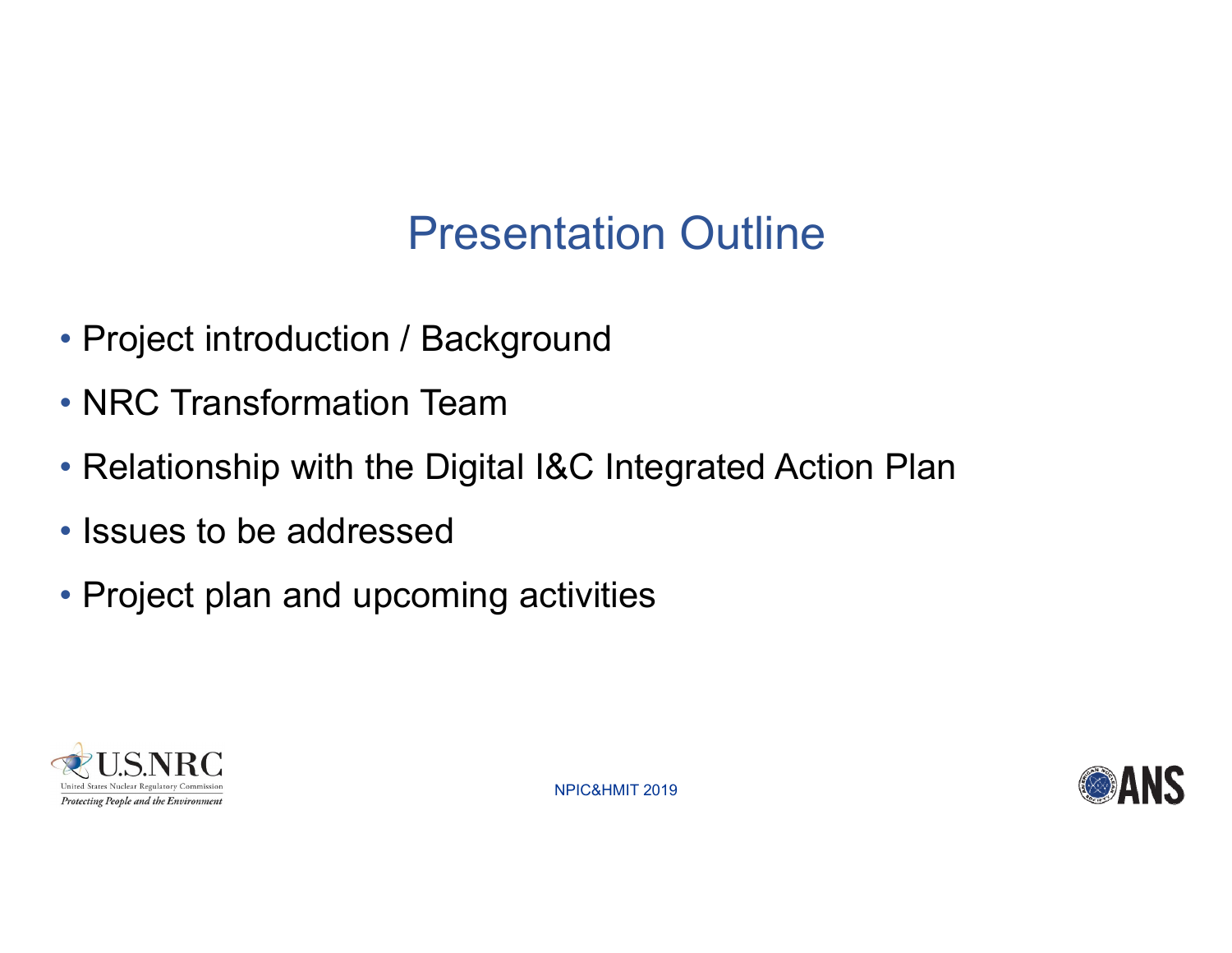# Presentation Outline

- Project introduction / Background
- NRC Transformation Team
- Relationship with the Digital I&C Integrated Action Plan
- Issues to be addressed
- Project plan and upcoming activities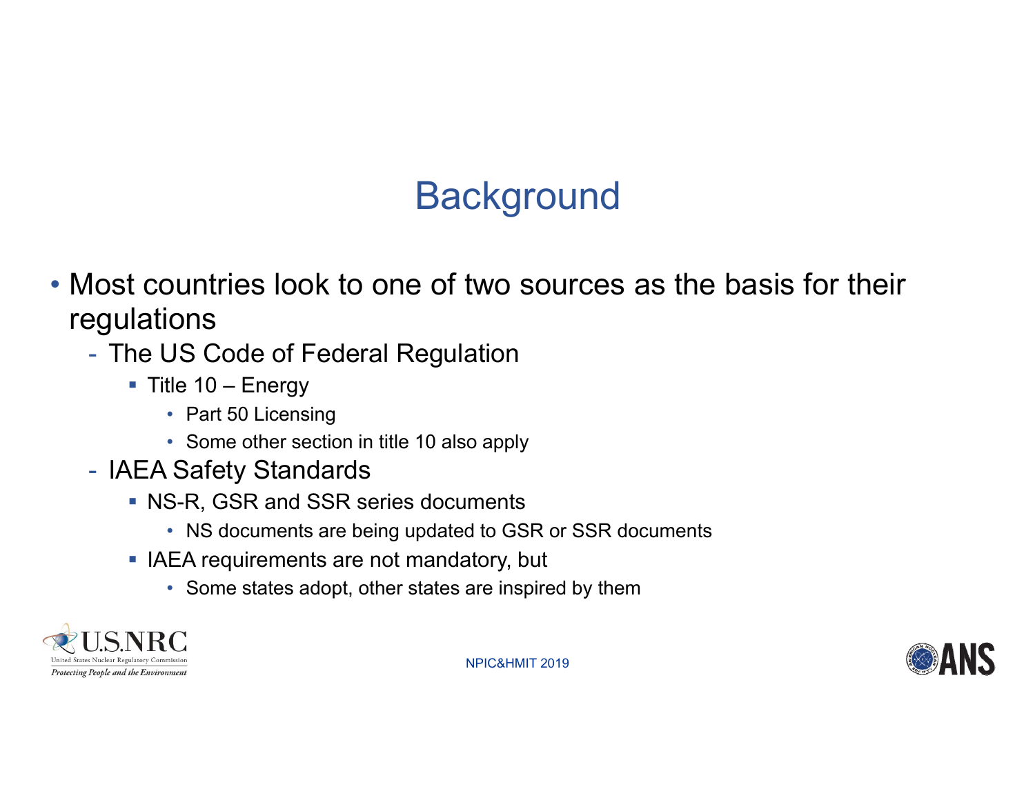# Background

- Most countries look to one of two sources as the basis for their regulations
  - The US Code of Federal Regulation
    - Title 10 – Energy
      - Part 50 Licensing
      - Some other section in title 10 also apply
  - IAEA Safety Standards
    - NS-R, GSR and SSR series documents
      - NS documents are being updated to GSR or SSR documents
    - IAEA requirements are not mandatory, but
      - Some states adopt, other states are inspired by them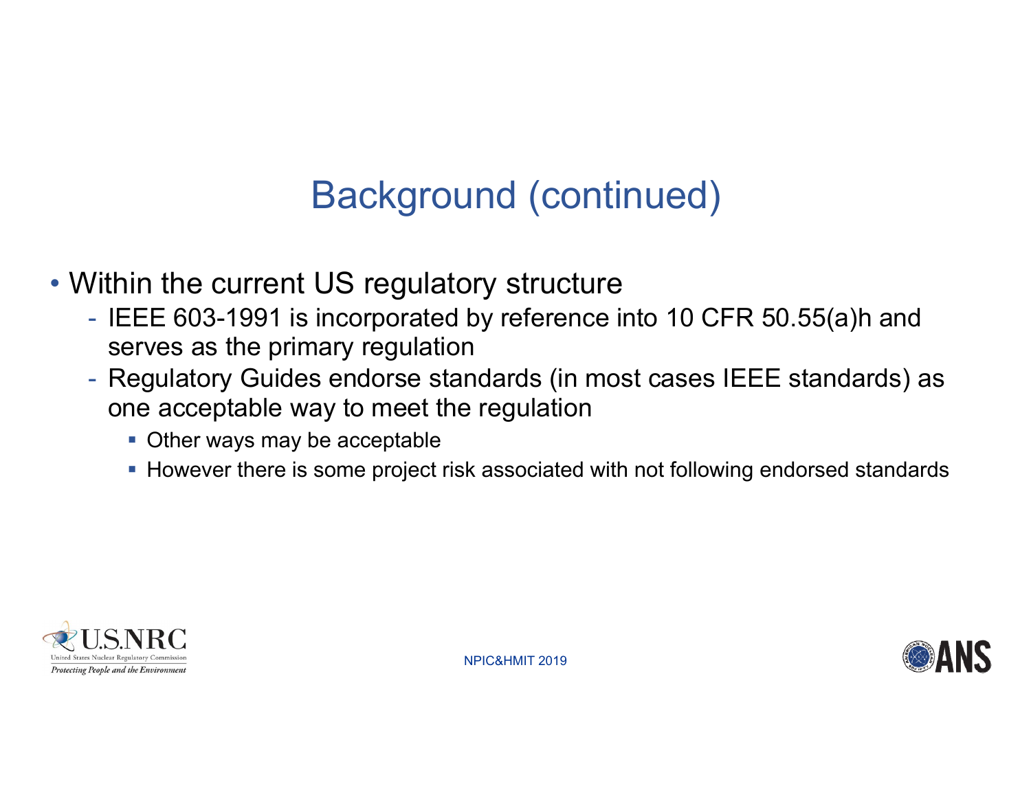# Background (continued)

- Within the current US regulatory structure
  - IEEE 603-1991 is incorporated by reference into 10 CFR 50.55(a)h and serves as the primary regulation
  - Regulatory Guides endorse standards (in most cases IEEE standards) as one acceptable way to meet the regulation
    - Other ways may be acceptable
    - However there is some project risk associated with not following endorsed standards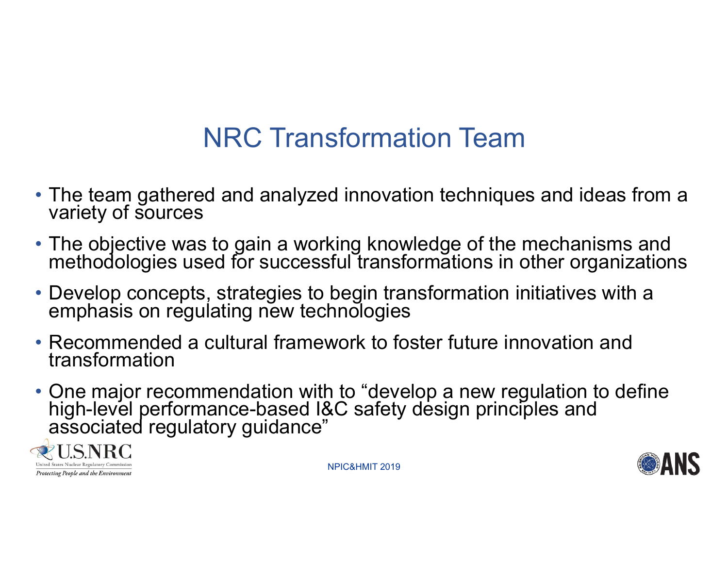# NRC Transformation Team

- The team gathered and analyzed innovation techniques and ideas from a variety of sources
- The objective was to gain a working knowledge of the mechanisms and methodologies used for successful transformations in other organizations
- Develop concepts, strategies to begin transformation initiatives with a emphasis on regulating new technologies
- Recommended a cultural framework to foster future innovation and transformation
- One major recommendation with to "develop a new regulation to define high-level performance-based I&C safety design principles and associated regulatory guidance"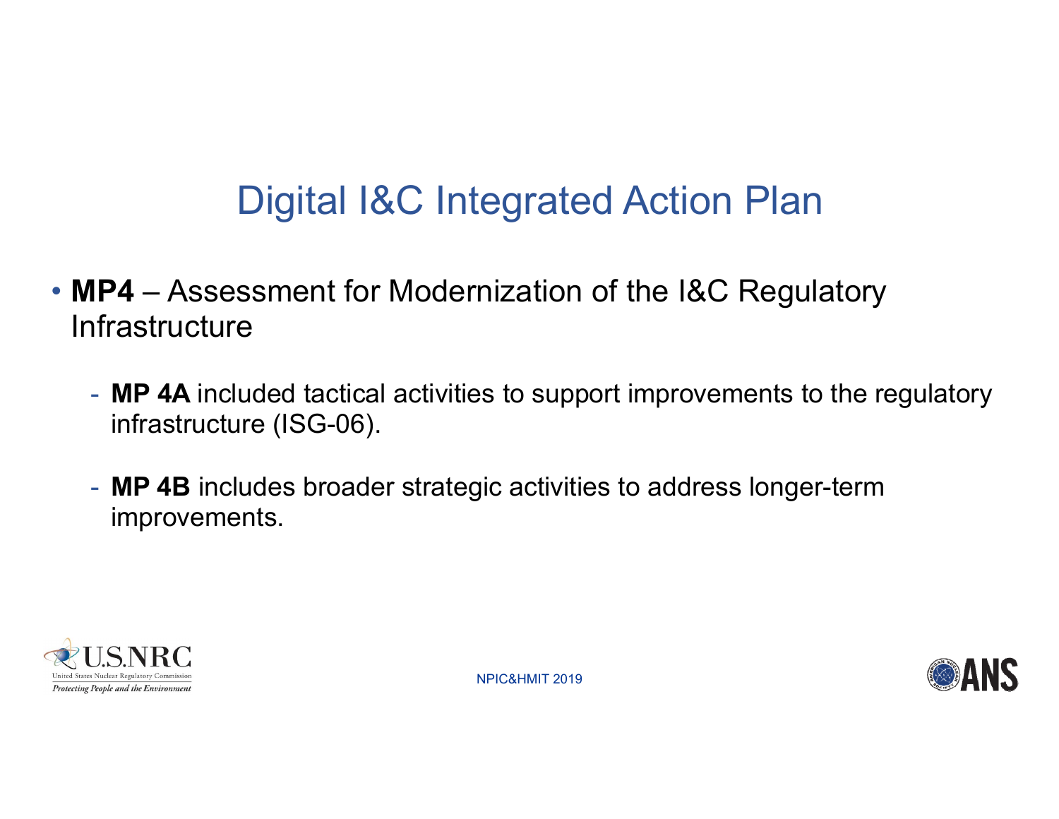# Digital I&C Integrated Action Plan

- **MP4** – Assessment for Modernization of the I&C Regulatory Infrastructure
  - **MP 4A** included tactical activities to support improvements to the regulatory infrastructure (ISG-06).
  - **MP 4B** includes broader strategic activities to address longer-term improvements.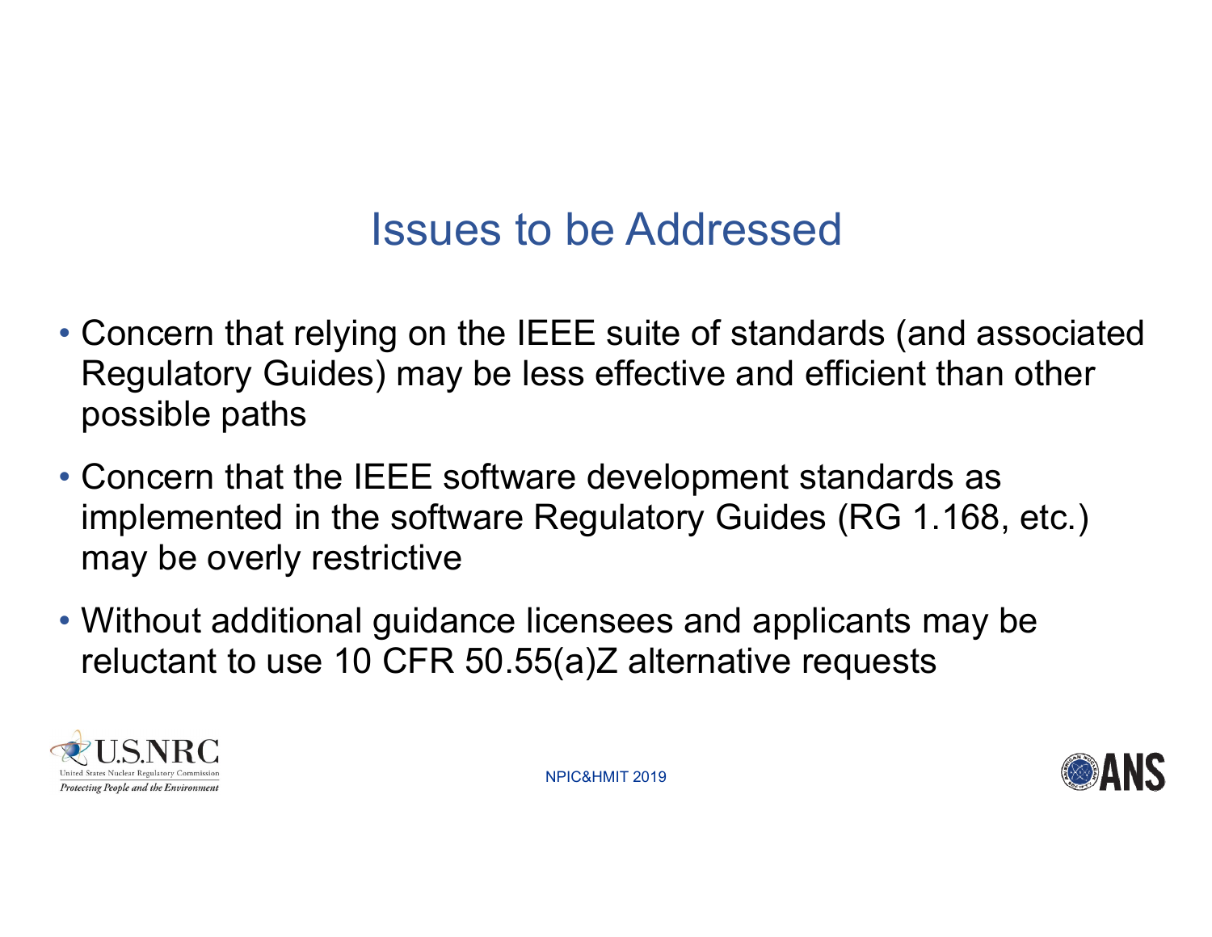# Issues to be Addressed

- Concern that relying on the IEEE suite of standards (and associated Regulatory Guides) may be less effective and efficient than other possible paths
- Concern that the IEEE software development standards as implemented in the software Regulatory Guides (RG 1.168, etc.) may be overly restrictive
- Without additional guidance licensees and applicants may be reluctant to use 10 CFR 50.55(a)Z alternative requests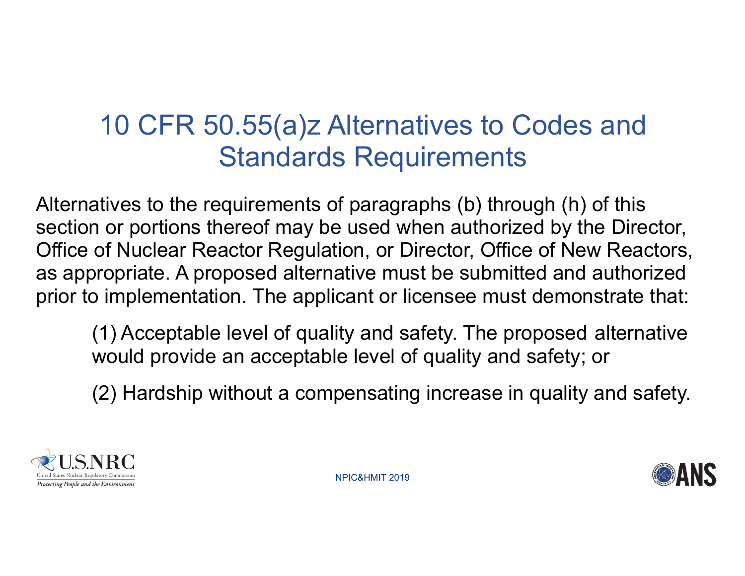# 10 CFR 50.55(a)z Alternatives to Codes and Standards Requirements

Alternatives to the requirements of paragraphs (b) through (h) of this section or portions thereof may be used when authorized by the Director, Office of Nuclear Reactor Regulation, or Director, Office of New Reactors, as appropriate. A proposed alternative must be submitted and authorized prior to implementation. The applicant or licensee must demonstrate that:

> (1) Acceptable level of quality and safety. The proposed alternative would provide an acceptable level of quality and safety; or
>
> (2) Hardship without a compensating increase in quality and safety.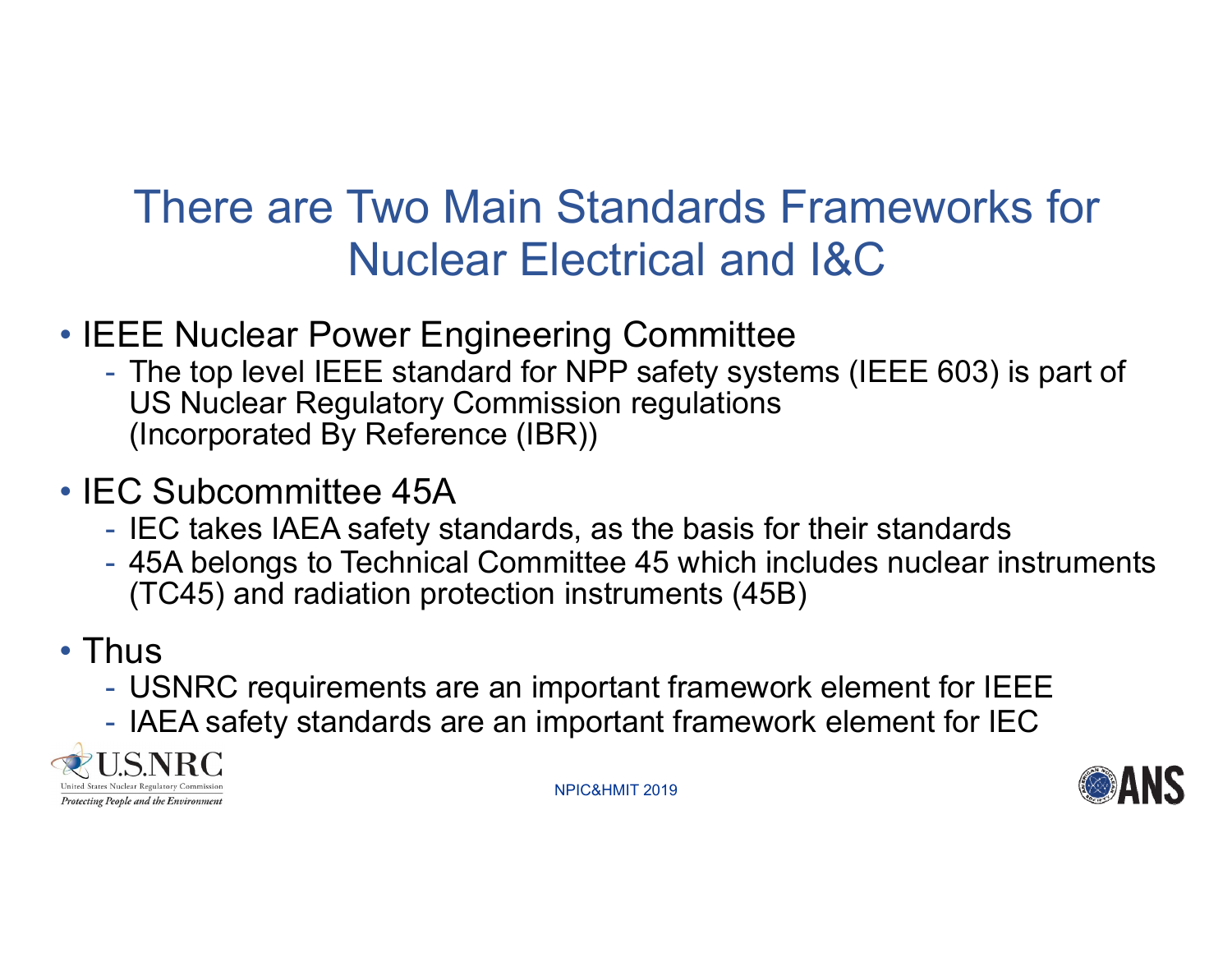# There are Two Main Standards Frameworks for Nuclear Electrical and I&C

- IEEE Nuclear Power Engineering Committee
  - The top level IEEE standard for NPP safety systems (IEEE 603) is part of US Nuclear Regulatory Commission regulations (Incorporated By Reference (IBR))
- IEC Subcommittee 45A
  - IEC takes IAEA safety standards, as the basis for their standards
  - 45A belongs to Technical Committee 45 which includes nuclear instruments (TC45) and radiation protection instruments (45B)
- Thus
  - USNRC requirements are an important framework element for IEEE
  - IAEA safety standards are an important framework element for IEC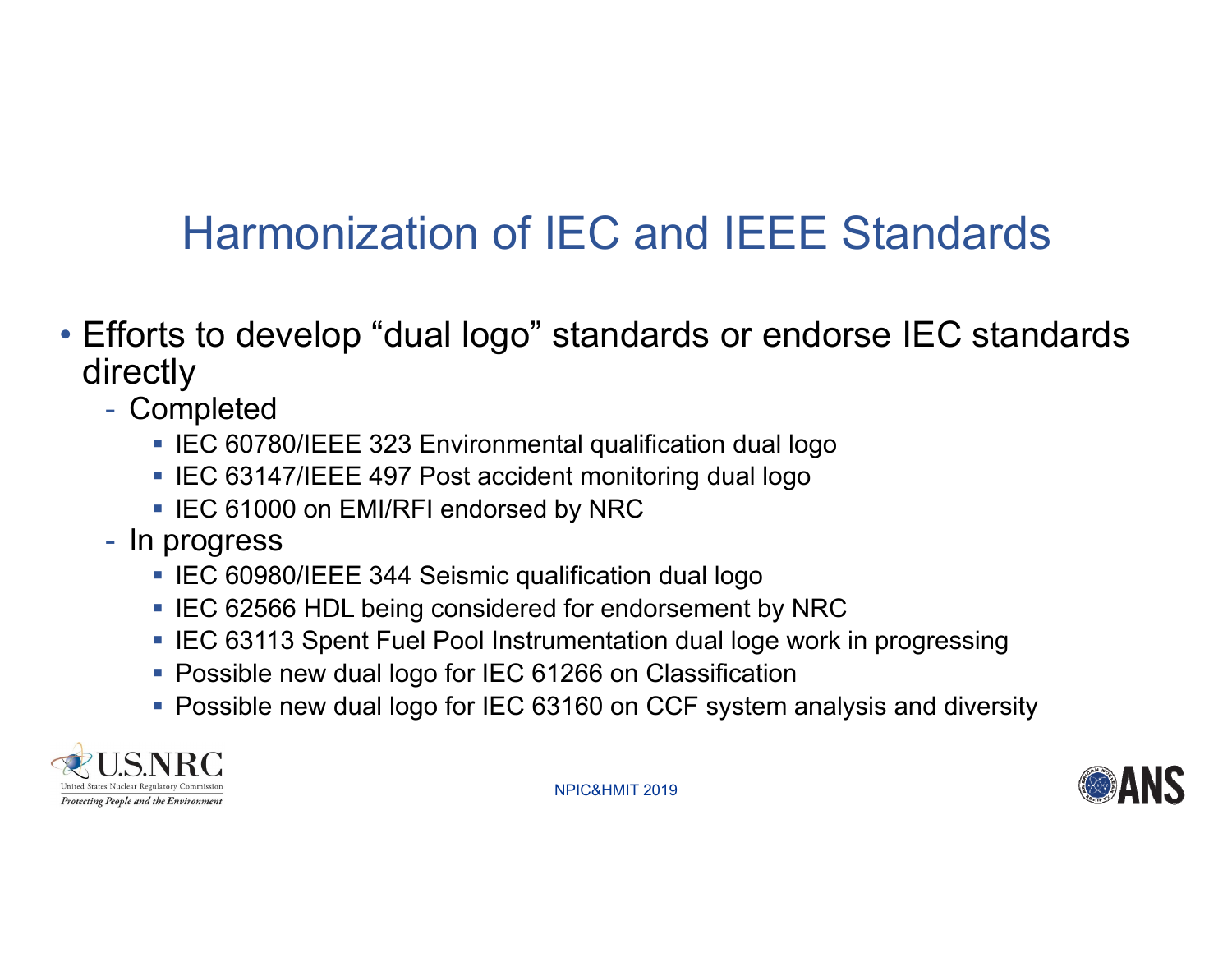# Harmonization of IEC and IEEE Standards

- Efforts to develop "dual logo" standards or endorse IEC standards directly
  - Completed
    - IEC 60780/IEEE 323 Environmental qualification dual logo
    - IEC 63147/IEEE 497 Post accident monitoring dual logo
    - IEC 61000 on EMI/RFI endorsed by NRC
  - In progress
    - IEC 60980/IEEE 344 Seismic qualification dual logo
    - IEC 62566 HDL being considered for endorsement by NRC
    - IEC 63113 Spent Fuel Pool Instrumentation dual loge work in progressing
    - Possible new dual logo for IEC 61266 on Classification
    - Possible new dual logo for IEC 63160 on CCF system analysis and diversity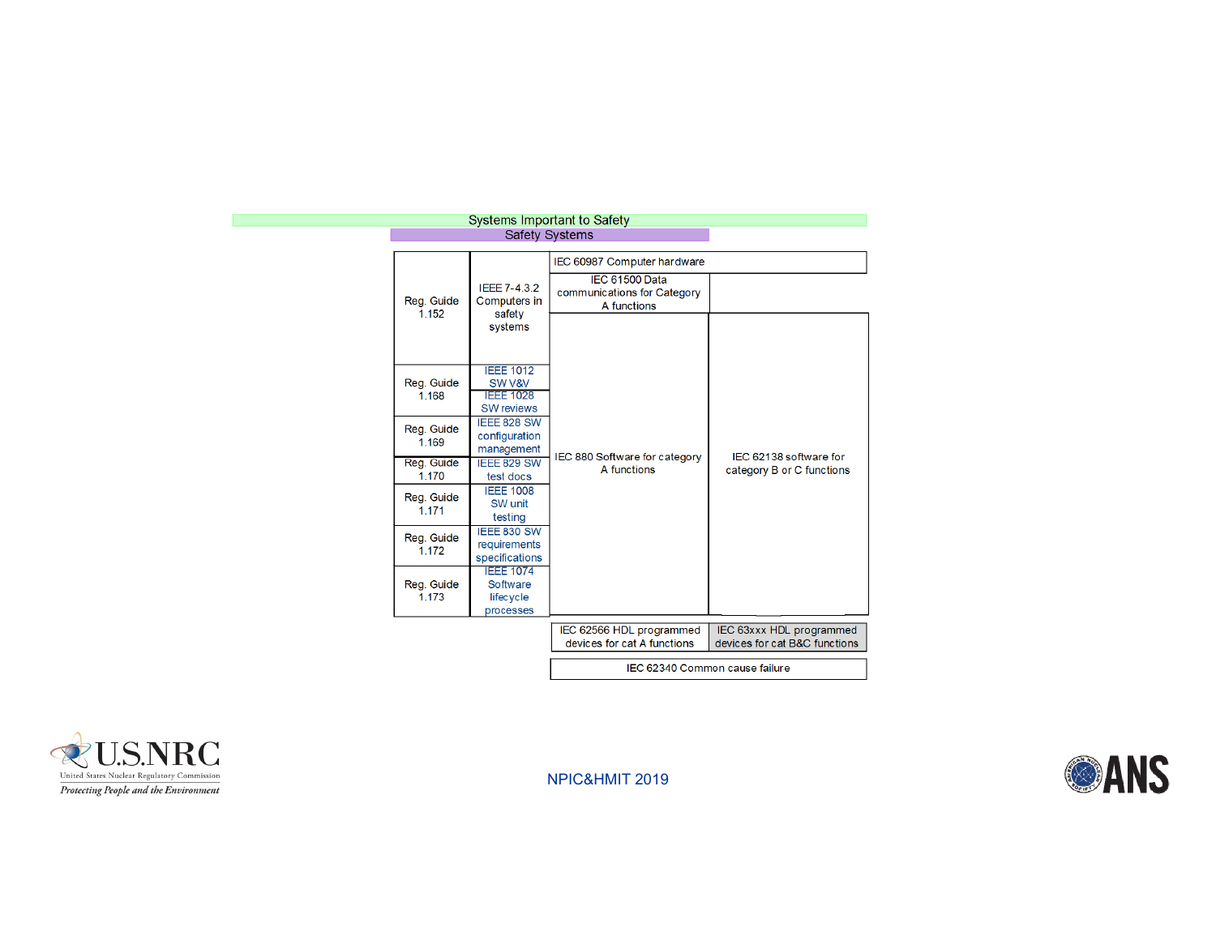Systems Important to Safety

Safety Systems

| Reg. Guide | IEEE / IEC Standard |
| --- | --- |
| Reg. Guide 1.152 | IEEE 7-4.3.2 Computers in safety systems |
| Reg. Guide 1.168 | IEEE 1012 SW V&V; IEEE 1028 SW reviews |
| Reg. Guide 1.169 | IEEE 828 SW configuration management |
| Reg. Guide 1.170 | IEEE 829 SW test docs |
| Reg. Guide 1.171 | IEEE 1008 SW unit testing |
| Reg. Guide 1.172 | IEEE 830 SW requirements specifications |
| Reg. Guide 1.173 | IEEE 1074 Software lifecycle processes |

| Category A functions | Category B or C functions |
| --- | --- |
| IEC 60987 Computer hardware | IEC 60987 Computer hardware |
| IEC 61500 Data communications for Category A functions | |
| IEC 880 Software for category A functions | IEC 62138 software for category B or C functions |
| IEC 62566 HDL programmed devices for cat A functions | IEC 63xxx HDL programmed devices for cat B&C functions |
| IEC 62340 Common cause failure | IEC 62340 Common cause failure |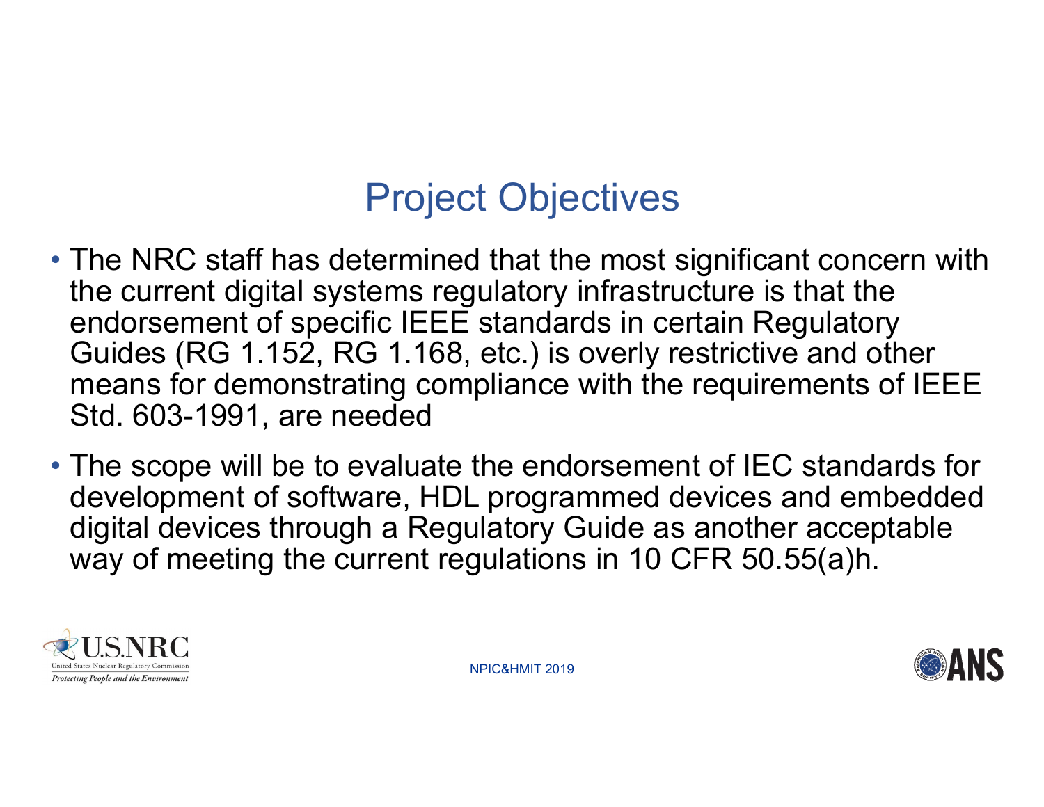# Project Objectives

- The NRC staff has determined that the most significant concern with the current digital systems regulatory infrastructure is that the endorsement of specific IEEE standards in certain Regulatory Guides (RG 1.152, RG 1.168, etc.) is overly restrictive and other means for demonstrating compliance with the requirements of IEEE Std. 603-1991, are needed
- The scope will be to evaluate the endorsement of IEC standards for development of software, HDL programmed devices and embedded digital devices through a Regulatory Guide as another acceptable way of meeting the current regulations in 10 CFR 50.55(a)h.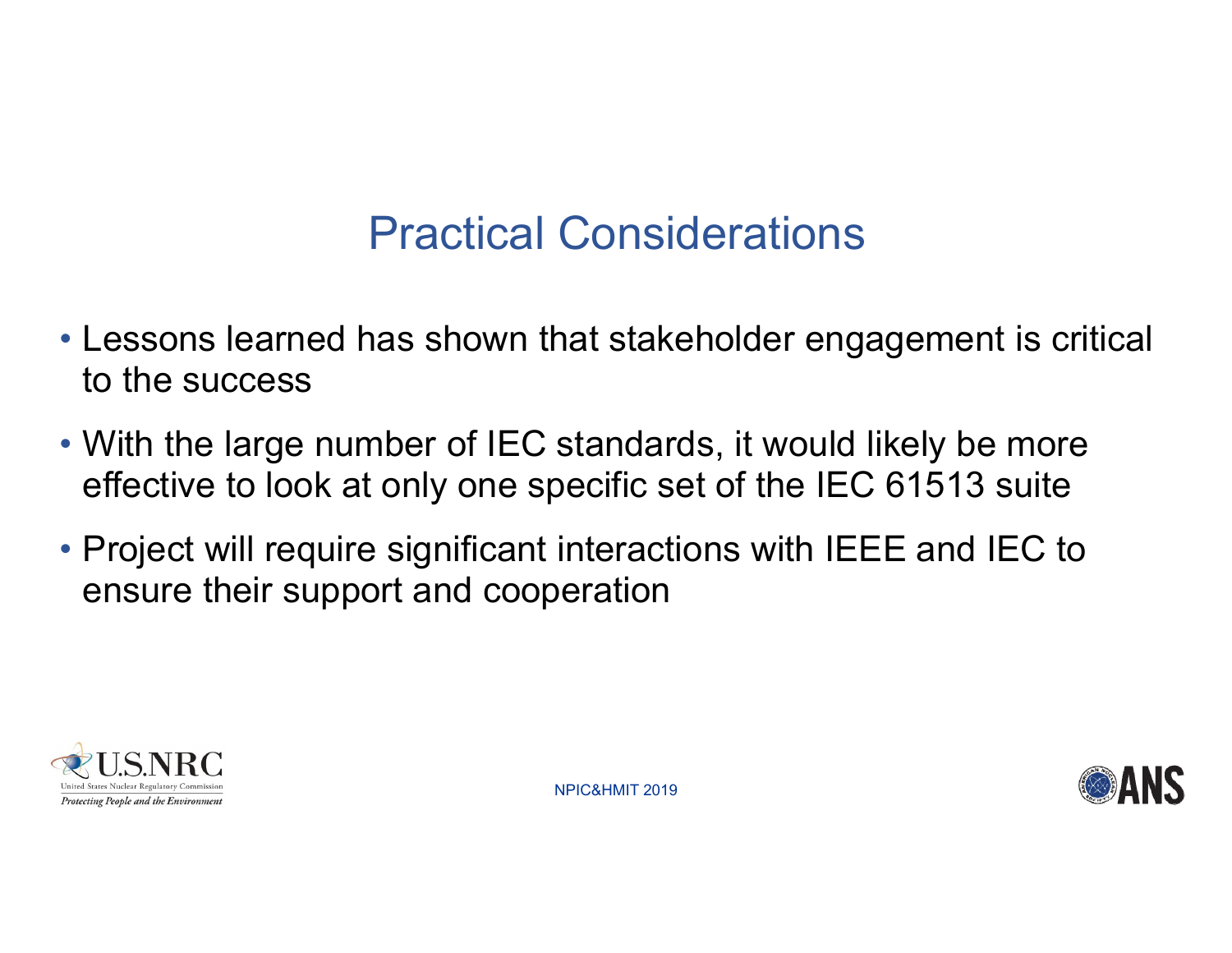# Practical Considerations

- Lessons learned has shown that stakeholder engagement is critical to the success
- With the large number of IEC standards, it would likely be more effective to look at only one specific set of the IEC 61513 suite
- Project will require significant interactions with IEEE and IEC to ensure their support and cooperation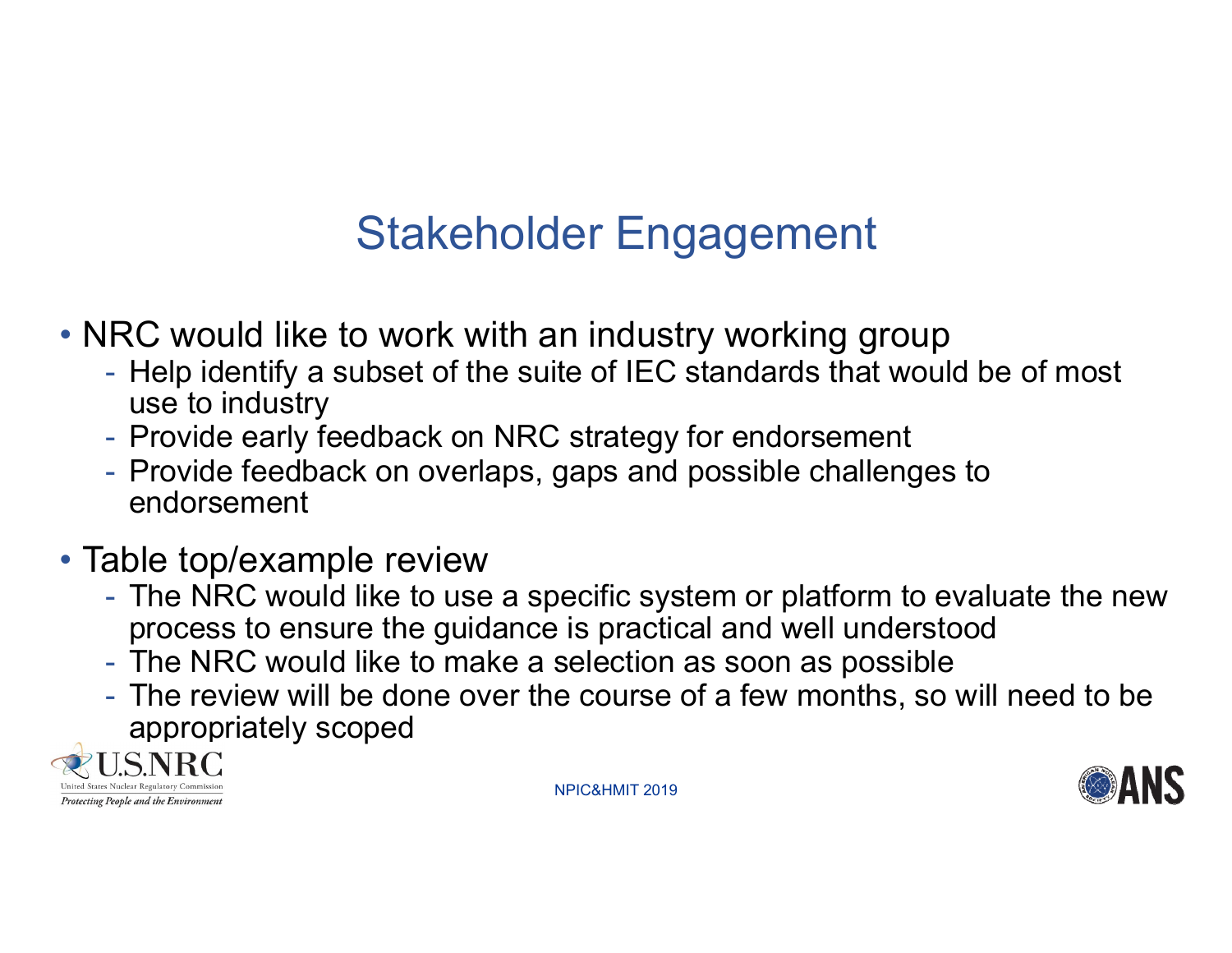# Stakeholder Engagement

- NRC would like to work with an industry working group
  - Help identify a subset of the suite of IEC standards that would be of most use to industry
  - Provide early feedback on NRC strategy for endorsement
  - Provide feedback on overlaps, gaps and possible challenges to endorsement
- Table top/example review
  - The NRC would like to use a specific system or platform to evaluate the new process to ensure the guidance is practical and well understood
  - The NRC would like to make a selection as soon as possible
  - The review will be done over the course of a few months, so will need to be appropriately scoped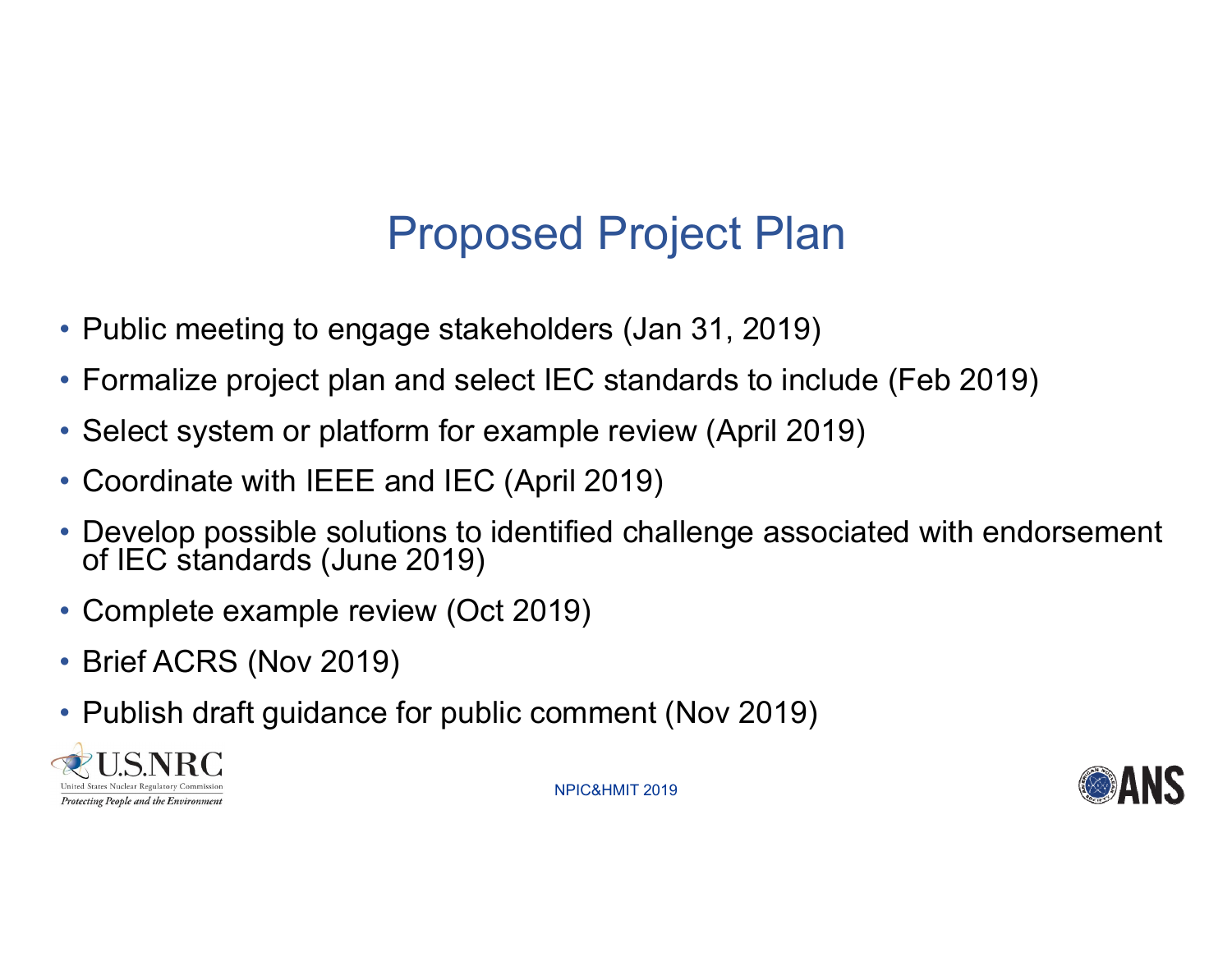# Proposed Project Plan

- Public meeting to engage stakeholders (Jan 31, 2019)
- Formalize project plan and select IEC standards to include (Feb 2019)
- Select system or platform for example review (April 2019)
- Coordinate with IEEE and IEC (April 2019)
- Develop possible solutions to identified challenge associated with endorsement of IEC standards (June 2019)
- Complete example review (Oct 2019)
- Brief ACRS (Nov 2019)
- Publish draft guidance for public comment (Nov 2019)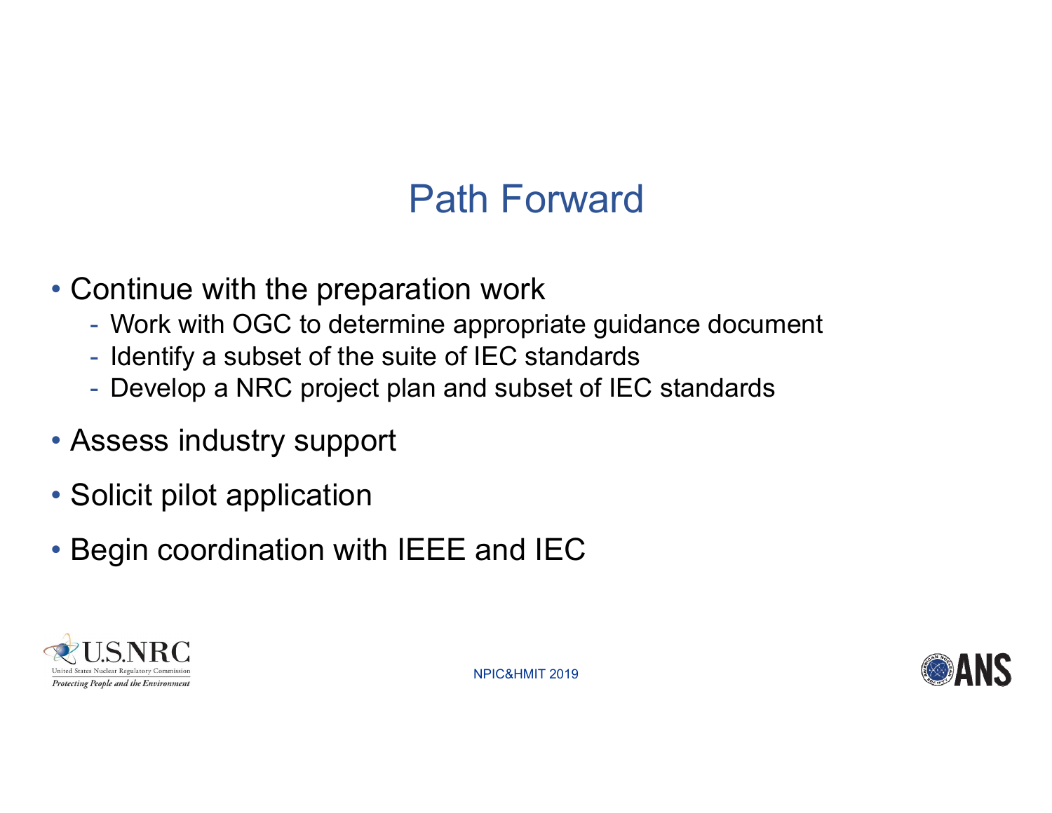# Path Forward

- Continue with the preparation work
  - Work with OGC to determine appropriate guidance document
  - Identify a subset of the suite of IEC standards
  - Develop a NRC project plan and subset of IEC standards
- Assess industry support
- Solicit pilot application
- Begin coordination with IEEE and IEC